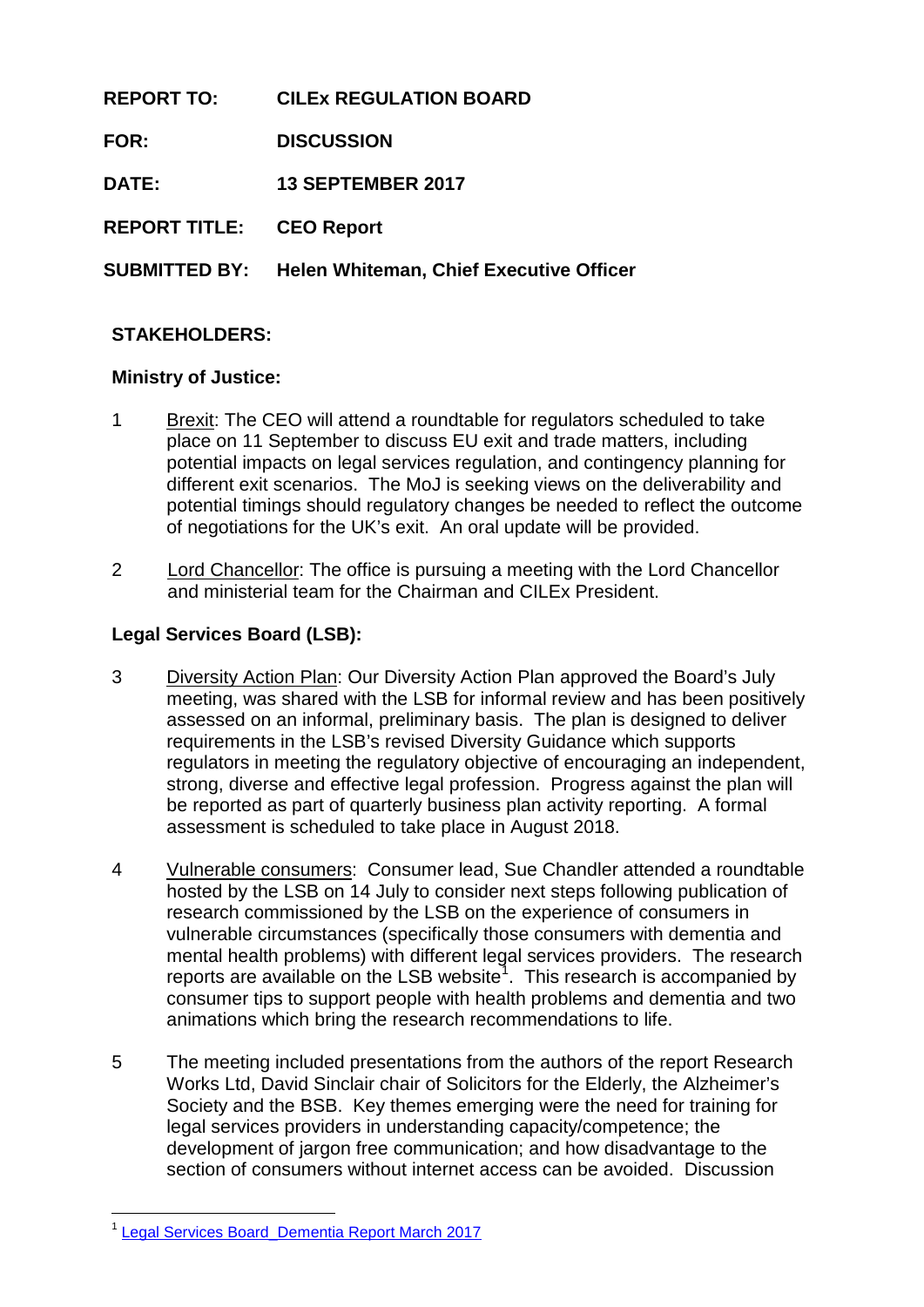**REPORT TO:** **CILEx REGULATION BOARD**

**FOR:** **DISCUSSION**

**DATE:** **13 SEPTEMBER 2017**

**REPORT TITLE:** **CEO Report**

**SUBMITTED BY:** **Helen Whiteman, Chief Executive Officer**

## STAKEHOLDERS:

### Ministry of Justice:

1 Brexit: The CEO will attend a roundtable for regulators scheduled to take place on 11 September to discuss EU exit and trade matters, including potential impacts on legal services regulation, and contingency planning for different exit scenarios. The MoJ is seeking views on the deliverability and potential timings should regulatory changes be needed to reflect the outcome of negotiations for the UK's exit. An oral update will be provided.

2 Lord Chancellor: The office is pursuing a meeting with the Lord Chancellor and ministerial team for the Chairman and CILEx President.

### Legal Services Board (LSB):

3 Diversity Action Plan: Our Diversity Action Plan approved the Board's July meeting, was shared with the LSB for informal review and has been positively assessed on an informal, preliminary basis. The plan is designed to deliver requirements in the LSB's revised Diversity Guidance which supports regulators in meeting the regulatory objective of encouraging an independent, strong, diverse and effective legal profession. Progress against the plan will be reported as part of quarterly business plan activity reporting. A formal assessment is scheduled to take place in August 2018.

4 Vulnerable consumers: Consumer lead, Sue Chandler attended a roundtable hosted by the LSB on 14 July to consider next steps following publication of research commissioned by the LSB on the experience of consumers in vulnerable circumstances (specifically those consumers with dementia and mental health problems) with different legal services providers. The research reports are available on the LSB website[1]. This research is accompanied by consumer tips to support people with health problems and dementia and two animations which bring the research recommendations to life.

5 The meeting included presentations from the authors of the report Research Works Ltd, David Sinclair chair of Solicitors for the Elderly, the Alzheimer's Society and the BSB. Key themes emerging were the need for training for legal services providers in understanding capacity/competence; the development of jargon free communication; and how disadvantage to the section of consumers without internet access can be avoided. Discussion

---

[1] Legal Services Board_Dementia Report March 2017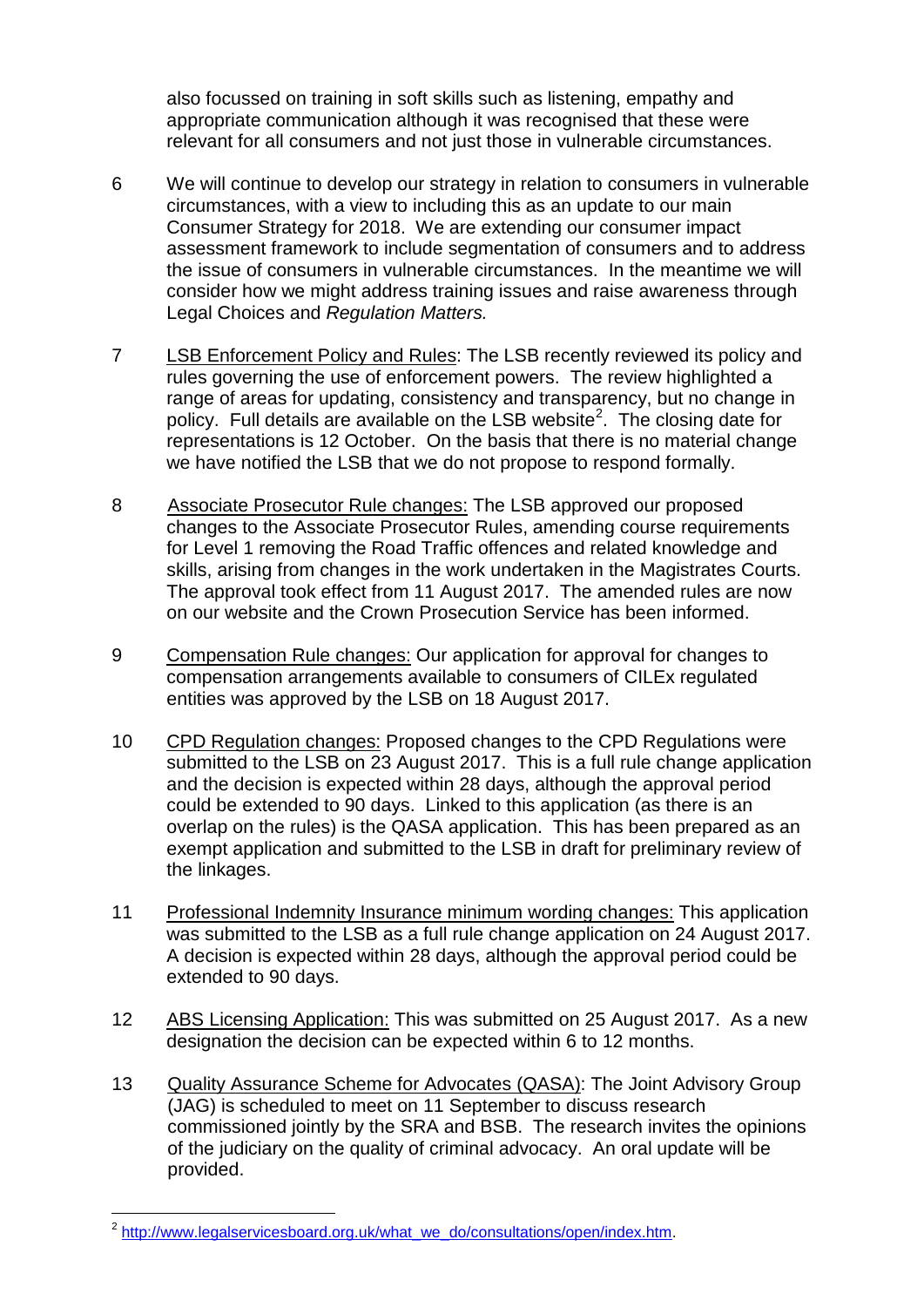also focussed on training in soft skills such as listening, empathy and appropriate communication although it was recognised that these were relevant for all consumers and not just those in vulnerable circumstances.

6 We will continue to develop our strategy in relation to consumers in vulnerable circumstances, with a view to including this as an update to our main Consumer Strategy for 2018. We are extending our consumer impact assessment framework to include segmentation of consumers and to address the issue of consumers in vulnerable circumstances. In the meantime we will consider how we might address training issues and raise awareness through Legal Choices and *Regulation Matters.*

7 LSB Enforcement Policy and Rules: The LSB recently reviewed its policy and rules governing the use of enforcement powers. The review highlighted a range of areas for updating, consistency and transparency, but no change in policy. Full details are available on the LSB website[2]. The closing date for representations is 12 October. On the basis that there is no material change we have notified the LSB that we do not propose to respond formally.

8 Associate Prosecutor Rule changes: The LSB approved our proposed changes to the Associate Prosecutor Rules, amending course requirements for Level 1 removing the Road Traffic offences and related knowledge and skills, arising from changes in the work undertaken in the Magistrates Courts. The approval took effect from 11 August 2017. The amended rules are now on our website and the Crown Prosecution Service has been informed.

9 Compensation Rule changes: Our application for approval for changes to compensation arrangements available to consumers of CILEx regulated entities was approved by the LSB on 18 August 2017.

10 CPD Regulation changes: Proposed changes to the CPD Regulations were submitted to the LSB on 23 August 2017. This is a full rule change application and the decision is expected within 28 days, although the approval period could be extended to 90 days. Linked to this application (as there is an overlap on the rules) is the QASA application. This has been prepared as an exempt application and submitted to the LSB in draft for preliminary review of the linkages.

11 Professional Indemnity Insurance minimum wording changes: This application was submitted to the LSB as a full rule change application on 24 August 2017. A decision is expected within 28 days, although the approval period could be extended to 90 days.

12 ABS Licensing Application: This was submitted on 25 August 2017. As a new designation the decision can be expected within 6 to 12 months.

13 Quality Assurance Scheme for Advocates (QASA): The Joint Advisory Group (JAG) is scheduled to meet on 11 September to discuss research commissioned jointly by the SRA and BSB. The research invites the opinions of the judiciary on the quality of criminal advocacy. An oral update will be provided.

[2] http://www.legalservicesboard.org.uk/what_we_do/consultations/open/index.htm.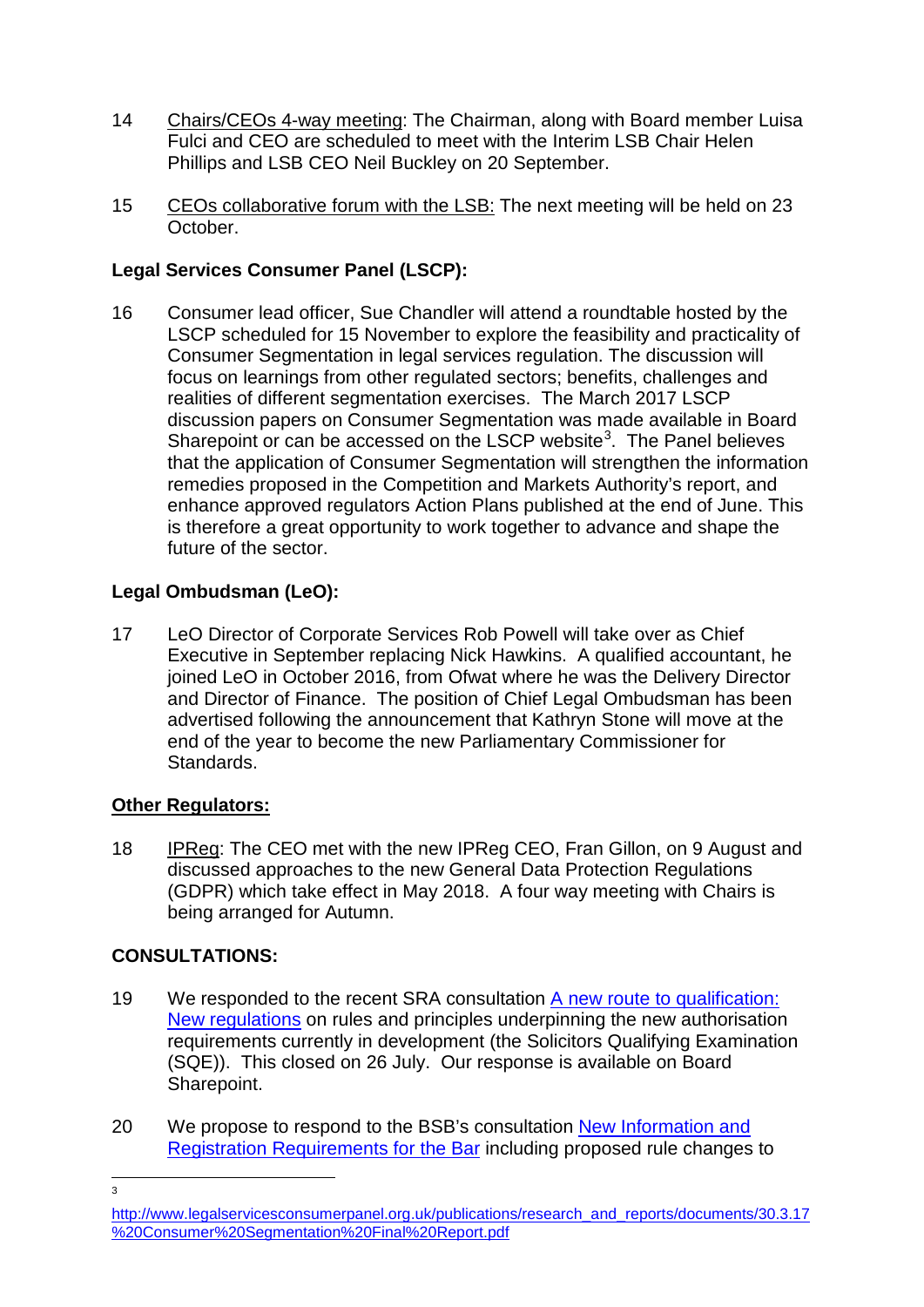14 Chairs/CEOs 4-way meeting: The Chairman, along with Board member Luisa Fulci and CEO are scheduled to meet with the Interim LSB Chair Helen Phillips and LSB CEO Neil Buckley on 20 September.

15 CEOs collaborative forum with the LSB: The next meeting will be held on 23 October.

**Legal Services Consumer Panel (LSCP):**

16 Consumer lead officer, Sue Chandler will attend a roundtable hosted by the LSCP scheduled for 15 November to explore the feasibility and practicality of Consumer Segmentation in legal services regulation. The discussion will focus on learnings from other regulated sectors; benefits, challenges and realities of different segmentation exercises. The March 2017 LSCP discussion papers on Consumer Segmentation was made available in Board Sharepoint or can be accessed on the LSCP website[3]. The Panel believes that the application of Consumer Segmentation will strengthen the information remedies proposed in the Competition and Markets Authority's report, and enhance approved regulators Action Plans published at the end of June. This is therefore a great opportunity to work together to advance and shape the future of the sector.

**Legal Ombudsman (LeO):**

17 LeO Director of Corporate Services Rob Powell will take over as Chief Executive in September replacing Nick Hawkins. A qualified accountant, he joined LeO in October 2016, from Ofwat where he was the Delivery Director and Director of Finance. The position of Chief Legal Ombudsman has been advertised following the announcement that Kathryn Stone will move at the end of the year to become the new Parliamentary Commissioner for Standards.

**Other Regulators:**

18 IPReg: The CEO met with the new IPReg CEO, Fran Gillon, on 9 August and discussed approaches to the new General Data Protection Regulations (GDPR) which take effect in May 2018. A four way meeting with Chairs is being arranged for Autumn.

**CONSULTATIONS:**

19 We responded to the recent SRA consultation A new route to qualification: New regulations on rules and principles underpinning the new authorisation requirements currently in development (the Solicitors Qualifying Examination (SQE)). This closed on 26 July. Our response is available on Board Sharepoint.

20 We propose to respond to the BSB's consultation New Information and Registration Requirements for the Bar including proposed rule changes to

---

[3] http://www.legalservicesconsumerpanel.org.uk/publications/research_and_reports/documents/30.3.17%20Consumer%20Segmentation%20Final%20Report.pdf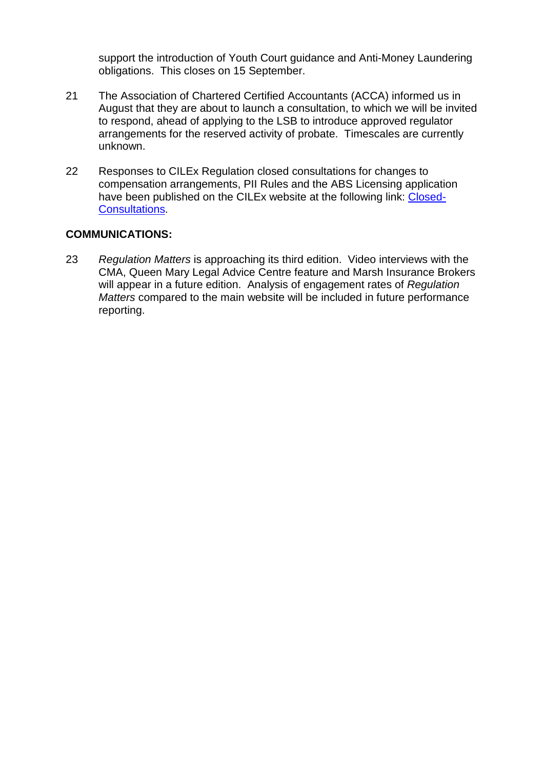support the introduction of Youth Court guidance and Anti-Money Laundering obligations. This closes on 15 September.

21 The Association of Chartered Certified Accountants (ACCA) informed us in August that they are about to launch a consultation, to which we will be invited to respond, ahead of applying to the LSB to introduce approved regulator arrangements for the reserved activity of probate. Timescales are currently unknown.

22 Responses to CILEx Regulation closed consultations for changes to compensation arrangements, PII Rules and the ABS Licensing application have been published on the CILEx website at the following link: Closed-Consultations.

**COMMUNICATIONS:**

23 *Regulation Matters* is approaching its third edition. Video interviews with the CMA, Queen Mary Legal Advice Centre feature and Marsh Insurance Brokers will appear in a future edition. Analysis of engagement rates of *Regulation Matters* compared to the main website will be included in future performance reporting.